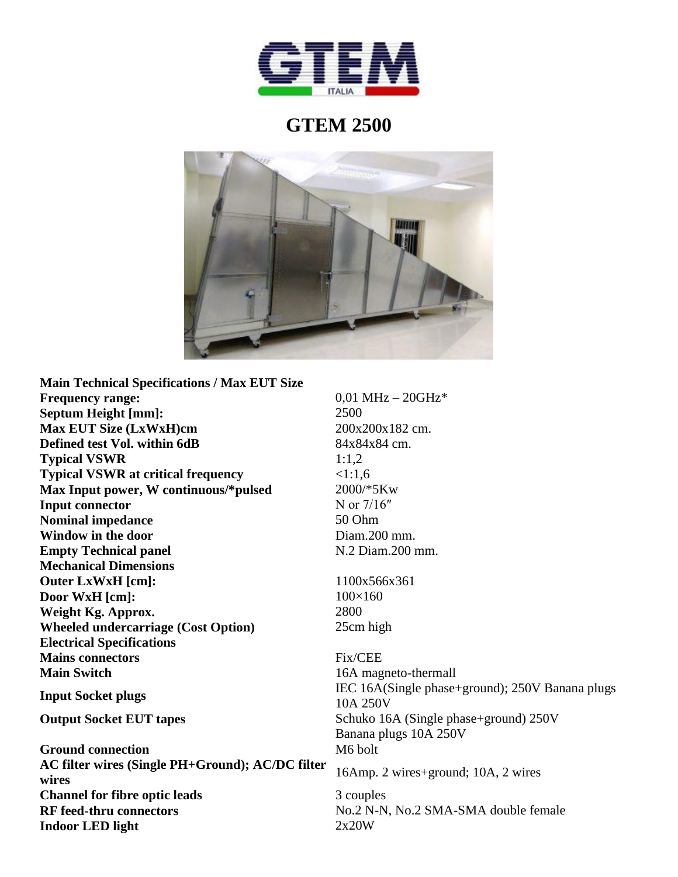# GTEM 2500

| | |
|---|---|
| **Main Technical Specifications / Max EUT Size** | |
| **Frequency range:** | 0,01 MHz – 20GHz* |
| **Septum Height [mm]:** | 2500 |
| **Max EUT Size (LxWxH)cm** | 200x200x182 cm. |
| **Defined test Vol. within 6dB** | 84x84x84 cm. |
| **Typical VSWR** | 1:1,2 |
| **Typical VSWR at critical frequency** | <1:1,6 |
| **Max Input power, W continuous/*pulsed** | 2000/*5Kw |
| **Input connector** | N or 7/16″ |
| **Nominal impedance** | 50 Ohm |
| **Window in the door** | Diam.200 mm. |
| **Empty Technical panel** | N.2 Diam.200 mm. |
| **Mechanical Dimensions** | |
| **Outer LxWxH [cm]:** | 1100x566x361 |
| **Door WxH [cm]:** | 100×160 |
| **Weight Kg. Approx.** | 2800 |
| **Wheeled undercarriage (Cost Option)** | 25cm high |
| **Electrical Specifications** | |
| **Mains connectors** | Fix/CEE |
| **Main Switch** | 16A magneto-thermall |
| **Input Socket plugs** | IEC 16A(Single phase+ground); 250V Banana plugs 10A 250V |
| **Output Socket EUT tapes** | Schuko 16A (Single phase+ground) 250V Banana plugs 10A 250V |
| **Ground connection** | M6 bolt |
| **AC filter wires (Single PH+Ground); AC/DC filter wires** | 16Amp. 2 wires+ground; 10A, 2 wires |
| **Channel for fibre optic leads** | 3 couples |
| **RF feed-thru connectors** | No.2 N-N, No.2 SMA-SMA double female |
| **Indoor LED light** | 2x20W |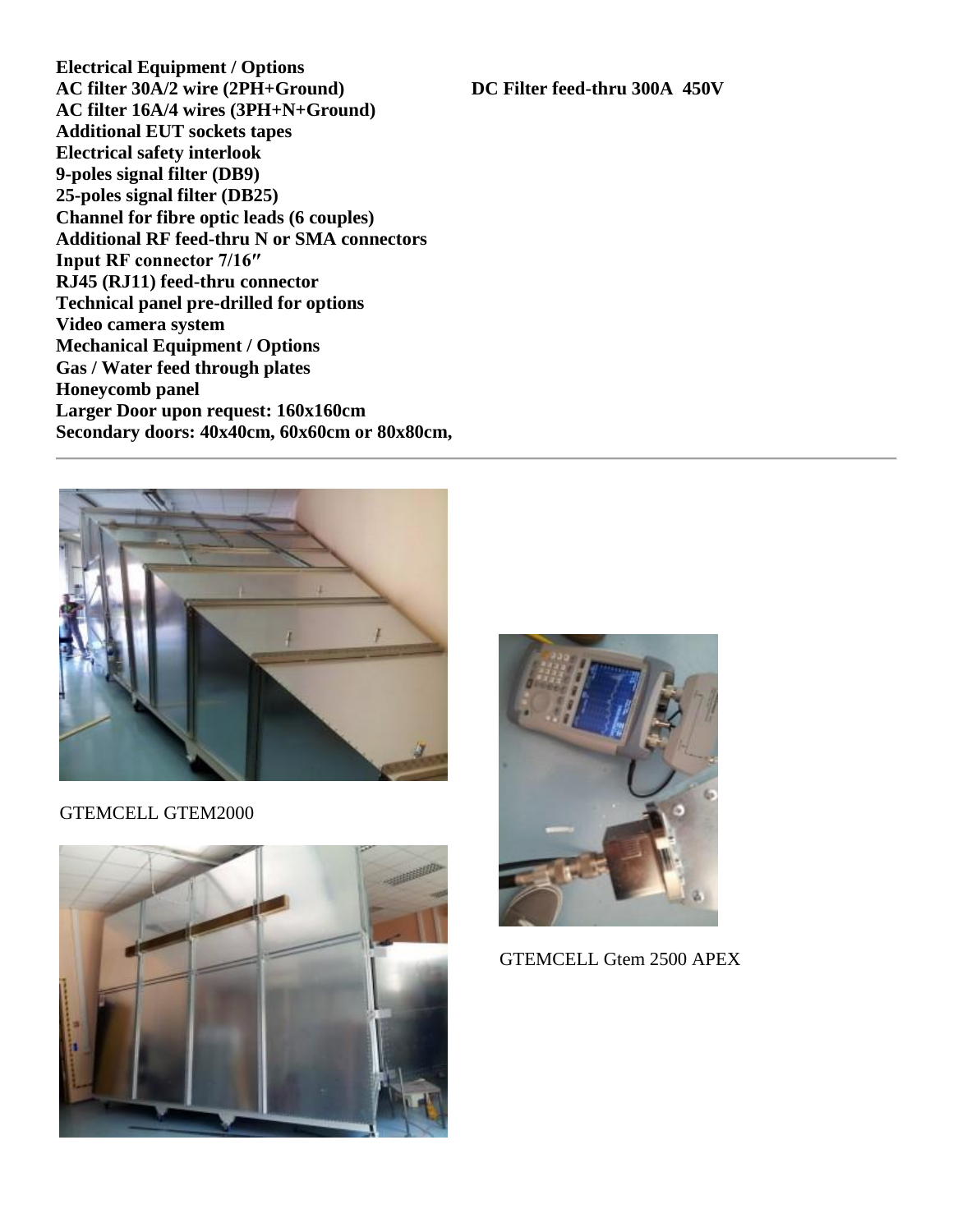**Electrical Equipment / Options**

**AC filter 30A/2 wire (2PH+Ground)**

**DC Filter feed-thru 300A 450V**

**AC filter 16A/4 wires (3PH+N+Ground)**

**Additional EUT sockets tapes**

**Electrical safety interlook**

**9-poles signal filter (DB9)**

**25-poles signal filter (DB25)**

**Channel for fibre optic leads (6 couples)**

**Additional RF feed-thru N or SMA connectors**

**Input RF connector 7/16″**

**RJ45 (RJ11) feed-thru connector**

**Technical panel pre-drilled for options**

**Video camera system**

**Mechanical Equipment / Options**

**Gas / Water feed through plates**

**Honeycomb panel**

**Larger Door upon request: 160x160cm**

**Secondary doors: 40x40cm, 60x60cm or 80x80cm,**

---

GTEMCELL GTEM2000

GTEMCELL Gtem 2500 APEX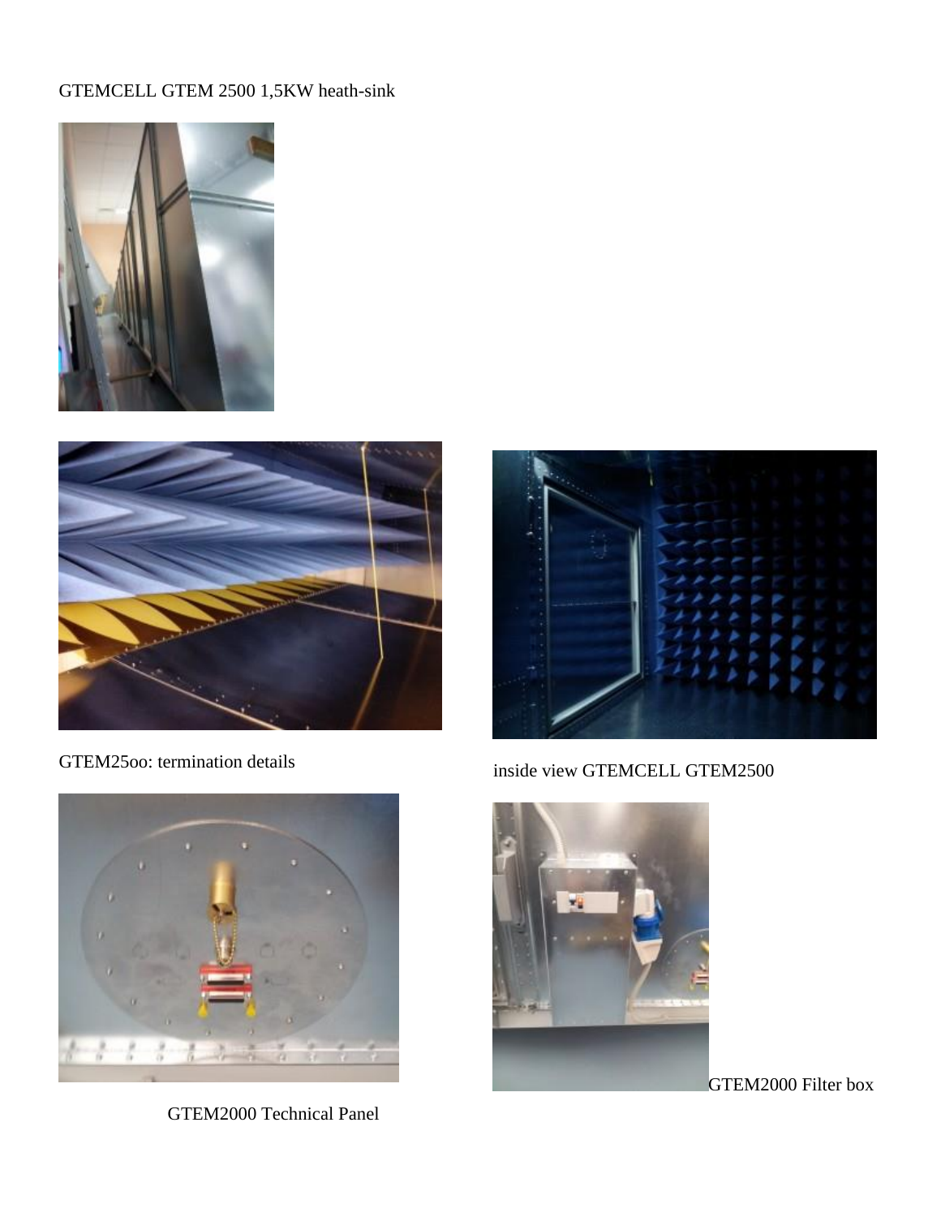GTEMCELL GTEM 2500 1,5KW heath-sink

GTEM25oo: termination details

inside view GTEMCELL GTEM2500

GTEM2000 Filter box

GTEM2000 Technical Panel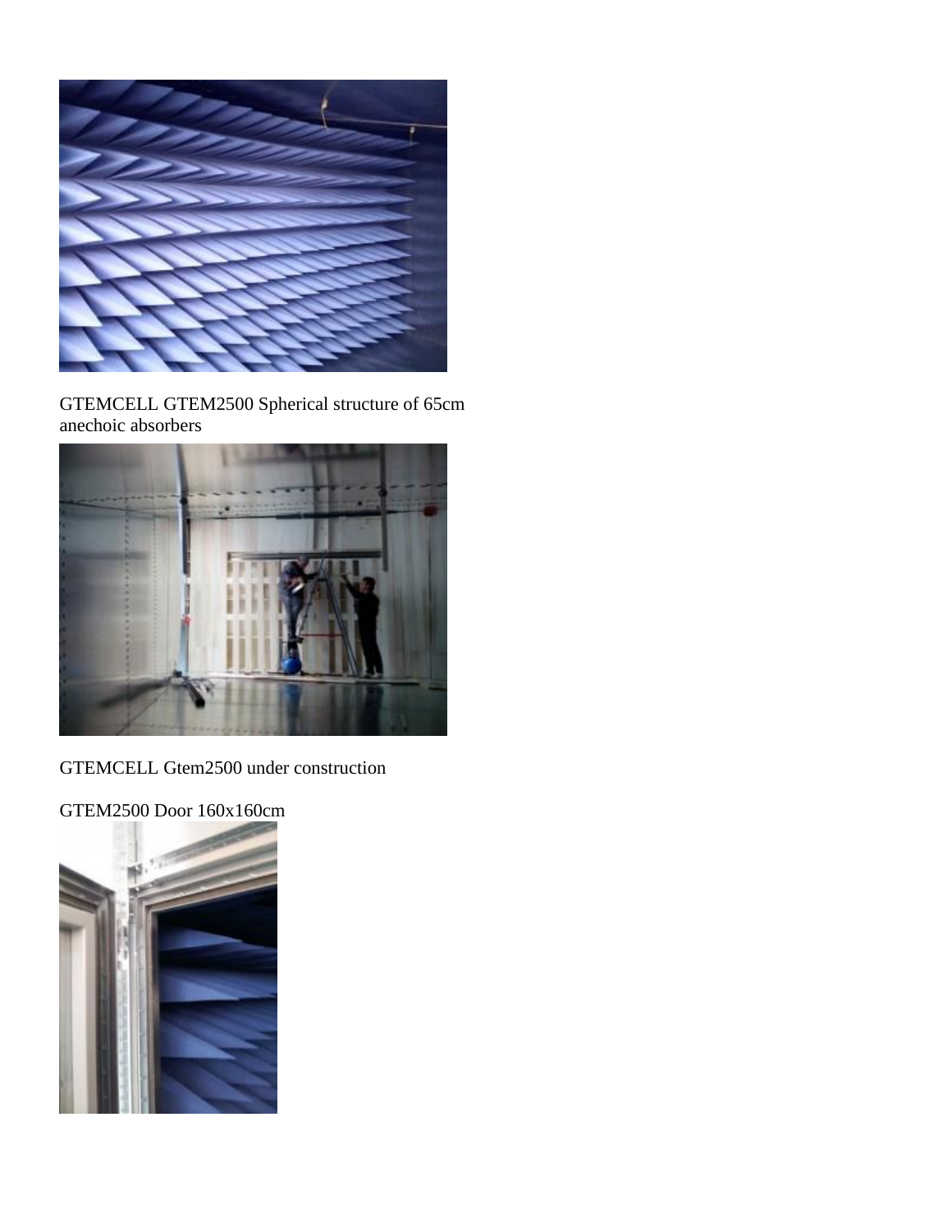GTEMCELL GTEM2500 Spherical structure of 65cm anechoic absorbers

GTEMCELL Gtem2500 under construction

GTEM2500 Door 160x160cm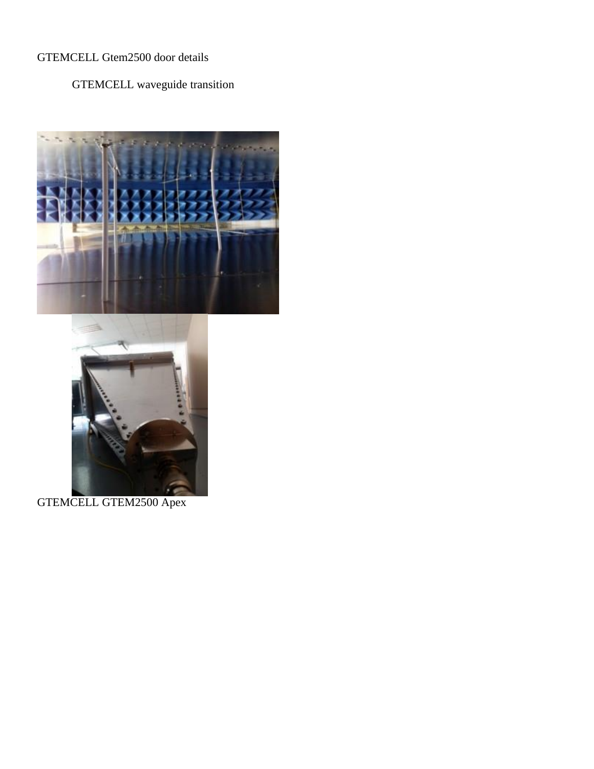GTEMCELL Gtem2500 door details

GTEMCELL waveguide transition

GTEMCELL GTEM2500 Apex